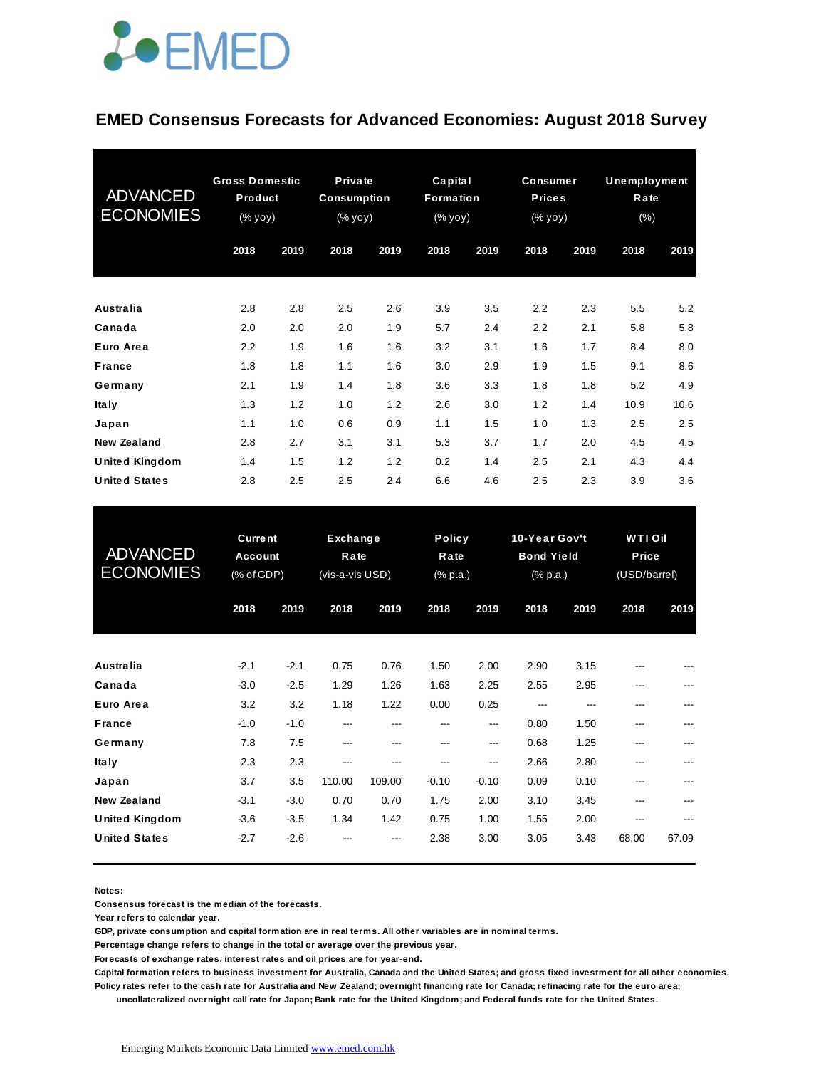EMED

# EMED Consensus Forecasts for Advanced Economies: August 2018 Survey

| ADVANCED ECONOMIES | Gross Domestic Product (% yoy) | | Private Consumption (% yoy) | | Capital Formation (% yoy) | | Consumer Prices (% yoy) | | Unemployment Rate (%) | |
|---|---|---|---|---|---|---|---|---|---|---|
| | 2018 | 2019 | 2018 | 2019 | 2018 | 2019 | 2018 | 2019 | 2018 | 2019 |
| **Australia** | 2.8 | 2.8 | 2.5 | 2.6 | 3.9 | 3.5 | 2.2 | 2.3 | 5.5 | 5.2 |
| **Canada** | 2.0 | 2.0 | 2.0 | 1.9 | 5.7 | 2.4 | 2.2 | 2.1 | 5.8 | 5.8 |
| **Euro Area** | 2.2 | 1.9 | 1.6 | 1.6 | 3.2 | 3.1 | 1.6 | 1.7 | 8.4 | 8.0 |
| **France** | 1.8 | 1.8 | 1.1 | 1.6 | 3.0 | 2.9 | 1.9 | 1.5 | 9.1 | 8.6 |
| **Germany** | 2.1 | 1.9 | 1.4 | 1.8 | 3.6 | 3.3 | 1.8 | 1.8 | 5.2 | 4.9 |
| **Italy** | 1.3 | 1.2 | 1.0 | 1.2 | 2.6 | 3.0 | 1.2 | 1.4 | 10.9 | 10.6 |
| **Japan** | 1.1 | 1.0 | 0.6 | 0.9 | 1.1 | 1.5 | 1.0 | 1.3 | 2.5 | 2.5 |
| **New Zealand** | 2.8 | 2.7 | 3.1 | 3.1 | 5.3 | 3.7 | 1.7 | 2.0 | 4.5 | 4.5 |
| **United Kingdom** | 1.4 | 1.5 | 1.2 | 1.2 | 0.2 | 1.4 | 2.5 | 2.1 | 4.3 | 4.4 |
| **United States** | 2.8 | 2.5 | 2.5 | 2.4 | 6.6 | 4.6 | 2.5 | 2.3 | 3.9 | 3.6 |

| ADVANCED ECONOMIES | Current Account (% of GDP) | | Exchange Rate (vis-a-vis USD) | | Policy Rate (% p.a.) | | 10-Year Gov't Bond Yield (% p.a.) | | WTI Oil Price (USD/barrel) | |
|---|---|---|---|---|---|---|---|---|---|---|
| | 2018 | 2019 | 2018 | 2019 | 2018 | 2019 | 2018 | 2019 | 2018 | 2019 |
| **Australia** | -2.1 | -2.1 | 0.75 | 0.76 | 1.50 | 2.00 | 2.90 | 3.15 | --- | --- |
| **Canada** | -3.0 | -2.5 | 1.29 | 1.26 | 1.63 | 2.25 | 2.55 | 2.95 | --- | --- |
| **Euro Area** | 3.2 | 3.2 | 1.18 | 1.22 | 0.00 | 0.25 | --- | --- | --- | --- |
| **France** | -1.0 | -1.0 | --- | --- | --- | --- | 0.80 | 1.50 | --- | --- |
| **Germany** | 7.8 | 7.5 | --- | --- | --- | --- | 0.68 | 1.25 | --- | --- |
| **Italy** | 2.3 | 2.3 | --- | --- | --- | --- | 2.66 | 2.80 | --- | --- |
| **Japan** | 3.7 | 3.5 | 110.00 | 109.00 | -0.10 | -0.10 | 0.09 | 0.10 | --- | --- |
| **New Zealand** | -3.1 | -3.0 | 0.70 | 0.70 | 1.75 | 2.00 | 3.10 | 3.45 | --- | --- |
| **United Kingdom** | -3.6 | -3.5 | 1.34 | 1.42 | 0.75 | 1.00 | 1.55 | 2.00 | --- | --- |
| **United States** | -2.7 | -2.6 | --- | --- | 2.38 | 3.00 | 3.05 | 3.43 | 68.00 | 67.09 |

**Notes:**
**Consensus forecast is the median of the forecasts.**
**Year refers to calendar year.**
**GDP, private consumption and capital formation are in real terms. All other variables are in nominal terms.**
**Percentage change refers to change in the total or average over the previous year.**
**Forecasts of exchange rates, interest rates and oil prices are for year-end.**
**Capital formation refers to business investment for Australia, Canada and the United States; and gross fixed investment for all other economies.**
**Policy rates refer to the cash rate for Australia and New Zealand; overnight financing rate for Canada; refinacing rate for the euro area; uncollateralized overnight call rate for Japan; Bank rate for the United Kingdom; and Federal funds rate for the United States.**

Emerging Markets Economic Data Limited www.emed.com.hk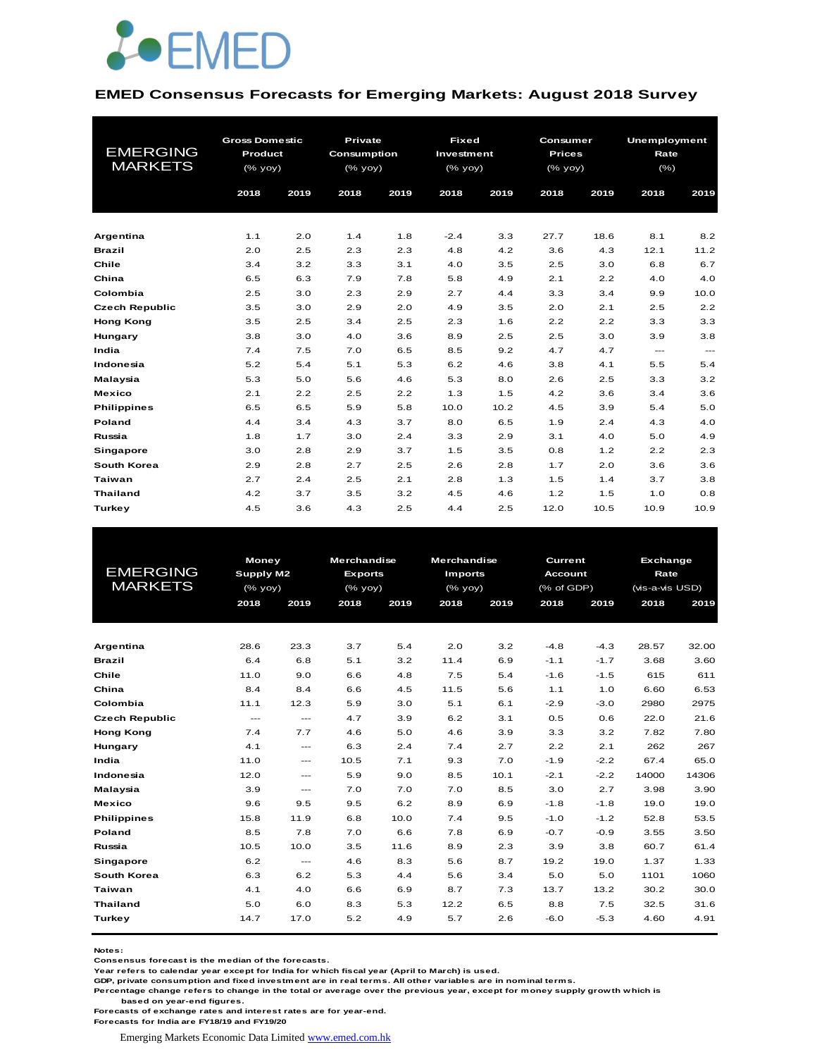EMED

## EMED Consensus Forecasts for Emerging Markets: August 2018 Survey

| EMERGING MARKETS | Gross Domestic Product (% yoy) | | Private Consumption (% yoy) | | Fixed Investment (% yoy) | | Consumer Prices (% yoy) | | Unemployment Rate (%) | |
|---|---|---|---|---|---|---|---|---|---|---|
| | 2018 | 2019 | 2018 | 2019 | 2018 | 2019 | 2018 | 2019 | 2018 | 2019 |
| **Argentina** | 1.1 | 2.0 | 1.4 | 1.8 | -2.4 | 3.3 | 27.7 | 18.6 | 8.1 | 8.2 |
| **Brazil** | 2.0 | 2.5 | 2.3 | 2.3 | 4.8 | 4.2 | 3.6 | 4.3 | 12.1 | 11.2 |
| **Chile** | 3.4 | 3.2 | 3.3 | 3.1 | 4.0 | 3.5 | 2.5 | 3.0 | 6.8 | 6.7 |
| **China** | 6.5 | 6.3 | 7.9 | 7.8 | 5.8 | 4.9 | 2.1 | 2.2 | 4.0 | 4.0 |
| **Colombia** | 2.5 | 3.0 | 2.3 | 2.9 | 2.7 | 4.4 | 3.3 | 3.4 | 9.9 | 10.0 |
| **Czech Republic** | 3.5 | 3.0 | 2.9 | 2.0 | 4.9 | 3.5 | 2.0 | 2.1 | 2.5 | 2.2 |
| **Hong Kong** | 3.5 | 2.5 | 3.4 | 2.5 | 2.3 | 1.6 | 2.2 | 2.2 | 3.3 | 3.3 |
| **Hungary** | 3.8 | 3.0 | 4.0 | 3.6 | 8.9 | 2.5 | 2.5 | 3.0 | 3.9 | 3.8 |
| **India** | 7.4 | 7.5 | 7.0 | 6.5 | 8.5 | 9.2 | 4.7 | 4.7 | --- | --- |
| **Indonesia** | 5.2 | 5.4 | 5.1 | 5.3 | 6.2 | 4.6 | 3.8 | 4.1 | 5.5 | 5.4 |
| **Malaysia** | 5.3 | 5.0 | 5.6 | 4.6 | 5.3 | 8.0 | 2.6 | 2.5 | 3.3 | 3.2 |
| **Mexico** | 2.1 | 2.2 | 2.5 | 2.2 | 1.3 | 1.5 | 4.2 | 3.6 | 3.4 | 3.6 |
| **Philippines** | 6.5 | 6.5 | 5.9 | 5.8 | 10.0 | 10.2 | 4.5 | 3.9 | 5.4 | 5.0 |
| **Poland** | 4.4 | 3.4 | 4.3 | 3.7 | 8.0 | 6.5 | 1.9 | 2.4 | 4.3 | 4.0 |
| **Russia** | 1.8 | 1.7 | 3.0 | 2.4 | 3.3 | 2.9 | 3.1 | 4.0 | 5.0 | 4.9 |
| **Singapore** | 3.0 | 2.8 | 2.9 | 3.7 | 1.5 | 3.5 | 0.8 | 1.2 | 2.2 | 2.3 |
| **South Korea** | 2.9 | 2.8 | 2.7 | 2.5 | 2.6 | 2.8 | 1.7 | 2.0 | 3.6 | 3.6 |
| **Taiwan** | 2.7 | 2.4 | 2.5 | 2.1 | 2.8 | 1.3 | 1.5 | 1.4 | 3.7 | 3.8 |
| **Thailand** | 4.2 | 3.7 | 3.5 | 3.2 | 4.5 | 4.6 | 1.2 | 1.5 | 1.0 | 0.8 |
| **Turkey** | 4.5 | 3.6 | 4.3 | 2.5 | 4.4 | 2.5 | 12.0 | 10.5 | 10.9 | 10.9 |

| EMERGING MARKETS | Money Supply M2 (% yoy) | | Merchandise Exports (% yoy) | | Merchandise Imports (% yoy) | | Current Account (% of GDP) | | Exchange Rate (vis-a-vis USD) | |
|---|---|---|---|---|---|---|---|---|---|---|
| | 2018 | 2019 | 2018 | 2019 | 2018 | 2019 | 2018 | 2019 | 2018 | 2019 |
| **Argentina** | 28.6 | 23.3 | 3.7 | 5.4 | 2.0 | 3.2 | -4.8 | -4.3 | 28.57 | 32.00 |
| **Brazil** | 6.4 | 6.8 | 5.1 | 3.2 | 11.4 | 6.9 | -1.1 | -1.7 | 3.68 | 3.60 |
| **Chile** | 11.0 | 9.0 | 6.6 | 4.8 | 7.5 | 5.4 | -1.6 | -1.5 | 615 | 611 |
| **China** | 8.4 | 8.4 | 6.6 | 4.5 | 11.5 | 5.6 | 1.1 | 1.0 | 6.60 | 6.53 |
| **Colombia** | 11.1 | 12.3 | 5.9 | 3.0 | 5.1 | 6.1 | -2.9 | -3.0 | 2980 | 2975 |
| **Czech Republic** | --- | --- | 4.7 | 3.9 | 6.2 | 3.1 | 0.5 | 0.6 | 22.0 | 21.6 |
| **Hong Kong** | 7.4 | 7.7 | 4.6 | 5.0 | 4.6 | 3.9 | 3.3 | 3.2 | 7.82 | 7.80 |
| **Hungary** | 4.1 | --- | 6.3 | 2.4 | 7.4 | 2.7 | 2.2 | 2.1 | 262 | 267 |
| **India** | 11.0 | --- | 10.5 | 7.1 | 9.3 | 7.0 | -1.9 | -2.2 | 67.4 | 65.0 |
| **Indonesia** | 12.0 | --- | 5.9 | 9.0 | 8.5 | 10.1 | -2.1 | -2.2 | 14000 | 14306 |
| **Malaysia** | 3.9 | --- | 7.0 | 7.0 | 7.0 | 8.5 | 3.0 | 2.7 | 3.98 | 3.90 |
| **Mexico** | 9.6 | 9.5 | 9.5 | 6.2 | 8.9 | 6.9 | -1.8 | -1.8 | 19.0 | 19.0 |
| **Philippines** | 15.8 | 11.9 | 6.8 | 10.0 | 7.4 | 9.5 | -1.0 | -1.2 | 52.8 | 53.5 |
| **Poland** | 8.5 | 7.8 | 7.0 | 6.6 | 7.8 | 6.9 | -0.7 | -0.9 | 3.55 | 3.50 |
| **Russia** | 10.5 | 10.0 | 3.5 | 11.6 | 8.9 | 2.3 | 3.9 | 3.8 | 60.7 | 61.4 |
| **Singapore** | 6.2 | --- | 4.6 | 8.3 | 5.6 | 8.7 | 19.2 | 19.0 | 1.37 | 1.33 |
| **South Korea** | 6.3 | 6.2 | 5.3 | 4.4 | 5.6 | 3.4 | 5.0 | 5.0 | 1101 | 1060 |
| **Taiwan** | 4.1 | 4.0 | 6.6 | 6.9 | 8.7 | 7.3 | 13.7 | 13.2 | 30.2 | 30.0 |
| **Thailand** | 5.0 | 6.0 | 8.3 | 5.3 | 12.2 | 6.5 | 8.8 | 7.5 | 32.5 | 31.6 |
| **Turkey** | 14.7 | 17.0 | 5.2 | 4.9 | 5.7 | 2.6 | -6.0 | -5.3 | 4.60 | 4.91 |

**Notes:**
**Consensus forecast is the median of the forecasts.**
**Year refers to calendar year except for India for which fiscal year (April to March) is used.**
**GDP, private consumption and fixed investment are in real terms. All other variables are in nominal terms.**
**Percentage change refers to change in the total or average over the previous year, except for money supply growth which is based on year-end figures.**
**Forecasts of exchange rates and interest rates are for year-end.**
**Forecasts for India are FY18/19 and FY19/20**

Emerging Markets Economic Data Limited www.emed.com.hk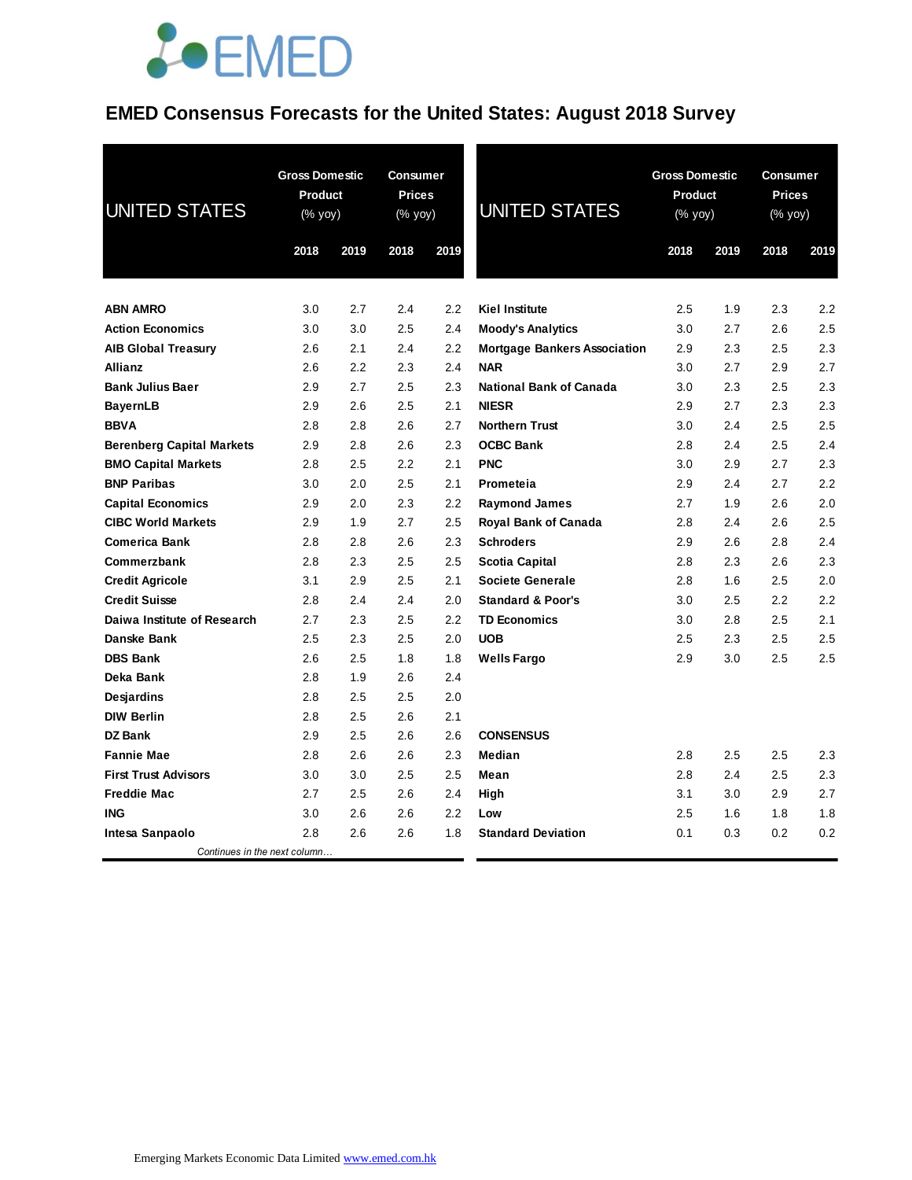# EMED Consensus Forecasts for the United States: August 2018 Survey

| UNITED STATES | Gross Domestic Product (% yoy) | | Consumer Prices (% yoy) | |
|---|---|---|---|---|
| | 2018 | 2019 | 2018 | 2019 |
| **ABN AMRO** | 3.0 | 2.7 | 2.4 | 2.2 |
| **Action Economics** | 3.0 | 3.0 | 2.5 | 2.4 |
| **AIB Global Treasury** | 2.6 | 2.1 | 2.4 | 2.2 |
| **Allianz** | 2.6 | 2.2 | 2.3 | 2.4 |
| **Bank Julius Baer** | 2.9 | 2.7 | 2.5 | 2.3 |
| **BayernLB** | 2.9 | 2.6 | 2.5 | 2.1 |
| **BBVA** | 2.8 | 2.8 | 2.6 | 2.7 |
| **Berenberg Capital Markets** | 2.9 | 2.8 | 2.6 | 2.3 |
| **BMO Capital Markets** | 2.8 | 2.5 | 2.2 | 2.1 |
| **BNP Paribas** | 3.0 | 2.0 | 2.5 | 2.1 |
| **Capital Economics** | 2.9 | 2.0 | 2.3 | 2.2 |
| **CIBC World Markets** | 2.9 | 1.9 | 2.7 | 2.5 |
| **Comerica Bank** | 2.8 | 2.8 | 2.6 | 2.3 |
| **Commerzbank** | 2.8 | 2.3 | 2.5 | 2.5 |
| **Credit Agricole** | 3.1 | 2.9 | 2.5 | 2.1 |
| **Credit Suisse** | 2.8 | 2.4 | 2.4 | 2.0 |
| **Daiwa Institute of Research** | 2.7 | 2.3 | 2.5 | 2.2 |
| **Danske Bank** | 2.5 | 2.3 | 2.5 | 2.0 |
| **DBS Bank** | 2.6 | 2.5 | 1.8 | 1.8 |
| **Deka Bank** | 2.8 | 1.9 | 2.6 | 2.4 |
| **Desjardins** | 2.8 | 2.5 | 2.5 | 2.0 |
| **DIW Berlin** | 2.8 | 2.5 | 2.6 | 2.1 |
| **DZ Bank** | 2.9 | 2.5 | 2.6 | 2.6 |
| **Fannie Mae** | 2.8 | 2.6 | 2.6 | 2.3 |
| **First Trust Advisors** | 3.0 | 3.0 | 2.5 | 2.5 |
| **Freddie Mac** | 2.7 | 2.5 | 2.6 | 2.4 |
| **ING** | 3.0 | 2.6 | 2.6 | 2.2 |
| **Intesa Sanpaolo** | 2.8 | 2.6 | 2.6 | 1.8 |
| **Kiel Institute** | 2.5 | 1.9 | 2.3 | 2.2 |
| **Moody's Analytics** | 3.0 | 2.7 | 2.6 | 2.5 |
| **Mortgage Bankers Association** | 2.9 | 2.3 | 2.5 | 2.3 |
| **NAR** | 3.0 | 2.7 | 2.9 | 2.7 |
| **National Bank of Canada** | 3.0 | 2.3 | 2.5 | 2.3 |
| **NIESR** | 2.9 | 2.7 | 2.3 | 2.3 |
| **Northern Trust** | 3.0 | 2.4 | 2.5 | 2.5 |
| **OCBC Bank** | 2.8 | 2.4 | 2.5 | 2.4 |
| **PNC** | 3.0 | 2.9 | 2.7 | 2.3 |
| **Prometeia** | 2.9 | 2.4 | 2.7 | 2.2 |
| **Raymond James** | 2.7 | 1.9 | 2.6 | 2.0 |
| **Royal Bank of Canada** | 2.8 | 2.4 | 2.6 | 2.5 |
| **Schroders** | 2.9 | 2.6 | 2.8 | 2.4 |
| **Scotia Capital** | 2.8 | 2.3 | 2.6 | 2.3 |
| **Societe Generale** | 2.8 | 1.6 | 2.5 | 2.0 |
| **Standard & Poor's** | 3.0 | 2.5 | 2.2 | 2.2 |
| **TD Economics** | 3.0 | 2.8 | 2.5 | 2.1 |
| **UOB** | 2.5 | 2.3 | 2.5 | 2.5 |
| **Wells Fargo** | 2.9 | 3.0 | 2.5 | 2.5 |
| **CONSENSUS** | | | | |
| **Median** | 2.8 | 2.5 | 2.5 | 2.3 |
| **Mean** | 2.8 | 2.4 | 2.5 | 2.3 |
| **High** | 3.1 | 3.0 | 2.9 | 2.7 |
| **Low** | 2.5 | 1.6 | 1.8 | 1.8 |
| **Standard Deviation** | 0.1 | 0.3 | 0.2 | 0.2 |

Emerging Markets Economic Data Limited www.emed.com.hk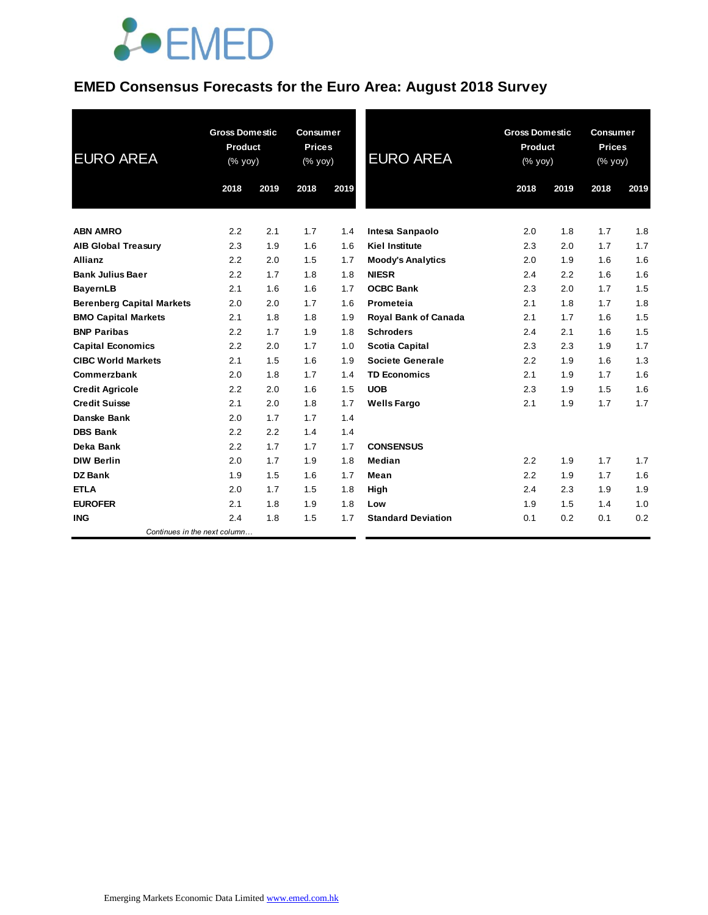EMED

# EMED Consensus Forecasts for the Euro Area: August 2018 Survey

| EURO AREA | Gross Domestic Product (% yoy) | | Consumer Prices (% yoy) | |
|---|---|---|---|---|
| | 2018 | 2019 | 2018 | 2019 |
| **ABN AMRO** | 2.2 | 2.1 | 1.7 | 1.4 |
| **AIB Global Treasury** | 2.3 | 1.9 | 1.6 | 1.6 |
| **Allianz** | 2.2 | 2.0 | 1.5 | 1.7 |
| **Bank Julius Baer** | 2.2 | 1.7 | 1.8 | 1.8 |
| **BayernLB** | 2.1 | 1.6 | 1.6 | 1.7 |
| **Berenberg Capital Markets** | 2.0 | 2.0 | 1.7 | 1.6 |
| **BMO Capital Markets** | 2.1 | 1.8 | 1.8 | 1.9 |
| **BNP Paribas** | 2.2 | 1.7 | 1.9 | 1.8 |
| **Capital Economics** | 2.2 | 2.0 | 1.7 | 1.0 |
| **CIBC World Markets** | 2.1 | 1.5 | 1.6 | 1.9 |
| **Commerzbank** | 2.0 | 1.8 | 1.7 | 1.4 |
| **Credit Agricole** | 2.2 | 2.0 | 1.6 | 1.5 |
| **Credit Suisse** | 2.1 | 2.0 | 1.8 | 1.7 |
| **Danske Bank** | 2.0 | 1.7 | 1.7 | 1.4 |
| **DBS Bank** | 2.2 | 2.2 | 1.4 | 1.4 |
| **Deka Bank** | 2.2 | 1.7 | 1.7 | 1.7 |
| **DIW Berlin** | 2.0 | 1.7 | 1.9 | 1.8 |
| **DZ Bank** | 1.9 | 1.5 | 1.6 | 1.7 |
| **ETLA** | 2.0 | 1.7 | 1.5 | 1.8 |
| **EUROFER** | 2.1 | 1.8 | 1.9 | 1.8 |
| **ING** | 2.4 | 1.8 | 1.5 | 1.7 |
| **Intesa Sanpaolo** | 2.0 | 1.8 | 1.7 | 1.8 |
| **Kiel Institute** | 2.3 | 2.0 | 1.7 | 1.7 |
| **Moody's Analytics** | 2.0 | 1.9 | 1.6 | 1.6 |
| **NIESR** | 2.4 | 2.2 | 1.6 | 1.6 |
| **OCBC Bank** | 2.3 | 2.0 | 1.7 | 1.5 |
| **Prometeia** | 2.1 | 1.8 | 1.7 | 1.8 |
| **Royal Bank of Canada** | 2.1 | 1.7 | 1.6 | 1.5 |
| **Schroders** | 2.4 | 2.1 | 1.6 | 1.5 |
| **Scotia Capital** | 2.3 | 2.3 | 1.9 | 1.7 |
| **Societe Generale** | 2.2 | 1.9 | 1.6 | 1.3 |
| **TD Economics** | 2.1 | 1.9 | 1.7 | 1.6 |
| **UOB** | 2.3 | 1.9 | 1.5 | 1.6 |
| **Wells Fargo** | 2.1 | 1.9 | 1.7 | 1.7 |
| **CONSENSUS** | | | | |
| **Median** | 2.2 | 1.9 | 1.7 | 1.7 |
| **Mean** | 2.2 | 1.9 | 1.7 | 1.6 |
| **High** | 2.4 | 2.3 | 1.9 | 1.9 |
| **Low** | 1.9 | 1.5 | 1.4 | 1.0 |
| **Standard Deviation** | 0.1 | 0.2 | 0.1 | 0.2 |

Emerging Markets Economic Data Limited www.emed.com.hk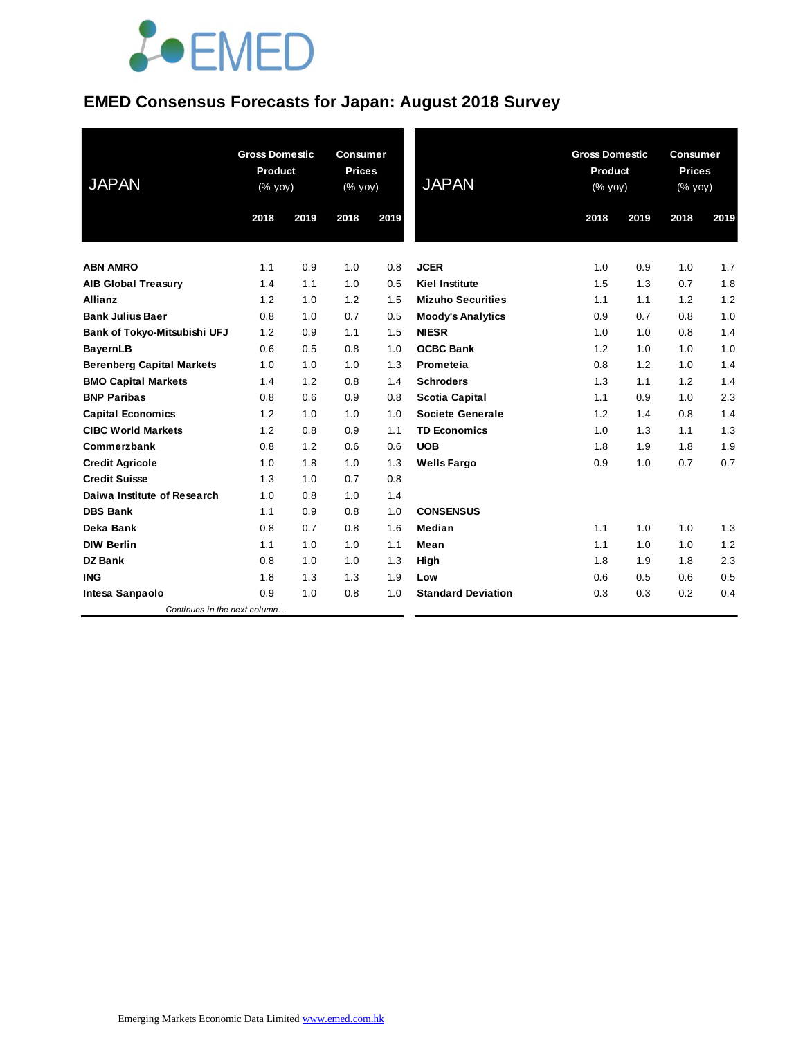# EMED Consensus Forecasts for Japan: August 2018 Survey

| JAPAN | Gross Domestic Product (% yoy) | | Consumer Prices (% yoy) | |
|---|---|---|---|---|
| | 2018 | 2019 | 2018 | 2019 |
| **ABN AMRO** | 1.1 | 0.9 | 1.0 | 0.8 |
| **AIB Global Treasury** | 1.4 | 1.1 | 1.0 | 0.5 |
| **Allianz** | 1.2 | 1.0 | 1.2 | 1.5 |
| **Bank Julius Baer** | 0.8 | 1.0 | 0.7 | 0.5 |
| **Bank of Tokyo-Mitsubishi UFJ** | 1.2 | 0.9 | 1.1 | 1.5 |
| **BayernLB** | 0.6 | 0.5 | 0.8 | 1.0 |
| **Berenberg Capital Markets** | 1.0 | 1.0 | 1.0 | 1.3 |
| **BMO Capital Markets** | 1.4 | 1.2 | 0.8 | 1.4 |
| **BNP Paribas** | 0.8 | 0.6 | 0.9 | 0.8 |
| **Capital Economics** | 1.2 | 1.0 | 1.0 | 1.0 |
| **CIBC World Markets** | 1.2 | 0.8 | 0.9 | 1.1 |
| **Commerzbank** | 0.8 | 1.2 | 0.6 | 0.6 |
| **Credit Agricole** | 1.0 | 1.8 | 1.0 | 1.3 |
| **Credit Suisse** | 1.3 | 1.0 | 0.7 | 0.8 |
| **Daiwa Institute of Research** | 1.0 | 0.8 | 1.0 | 1.4 |
| **DBS Bank** | 1.1 | 0.9 | 0.8 | 1.0 |
| **Deka Bank** | 0.8 | 0.7 | 0.8 | 1.6 |
| **DIW Berlin** | 1.1 | 1.0 | 1.0 | 1.1 |
| **DZ Bank** | 0.8 | 1.0 | 1.0 | 1.3 |
| **ING** | 1.8 | 1.3 | 1.3 | 1.9 |
| **Intesa Sanpaolo** | 0.9 | 1.0 | 0.8 | 1.0 |
| **JCER** | 1.0 | 0.9 | 1.0 | 1.7 |
| **Kiel Institute** | 1.5 | 1.3 | 0.7 | 1.8 |
| **Mizuho Securities** | 1.1 | 1.1 | 1.2 | 1.2 |
| **Moody's Analytics** | 0.9 | 0.7 | 0.8 | 1.0 |
| **NIESR** | 1.0 | 1.0 | 0.8 | 1.4 |
| **OCBC Bank** | 1.2 | 1.0 | 1.0 | 1.0 |
| **Prometeia** | 0.8 | 1.2 | 1.0 | 1.4 |
| **Schroders** | 1.3 | 1.1 | 1.2 | 1.4 |
| **Scotia Capital** | 1.1 | 0.9 | 1.0 | 2.3 |
| **Societe Generale** | 1.2 | 1.4 | 0.8 | 1.4 |
| **TD Economics** | 1.0 | 1.3 | 1.1 | 1.3 |
| **UOB** | 1.8 | 1.9 | 1.8 | 1.9 |
| **Wells Fargo** | 0.9 | 1.0 | 0.7 | 0.7 |
| **CONSENSUS** | | | | |
| **Median** | 1.1 | 1.0 | 1.0 | 1.3 |
| **Mean** | 1.1 | 1.0 | 1.0 | 1.2 |
| **High** | 1.8 | 1.9 | 1.8 | 2.3 |
| **Low** | 0.6 | 0.5 | 0.6 | 0.5 |
| **Standard Deviation** | 0.3 | 0.3 | 0.2 | 0.4 |

Emerging Markets Economic Data Limited www.emed.com.hk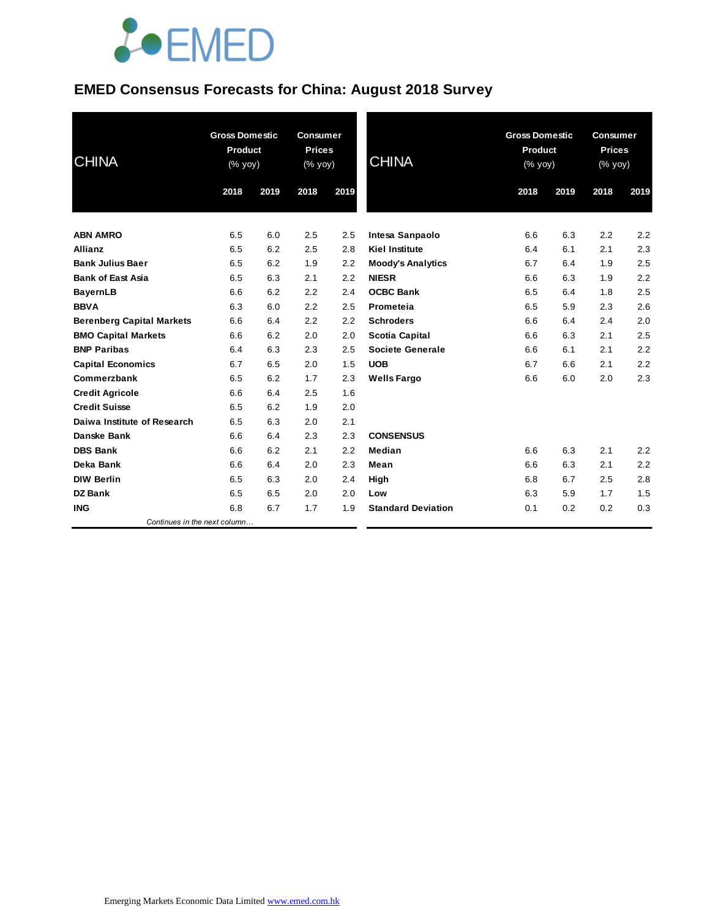# EMED Consensus Forecasts for China: August 2018 Survey

| CHINA | Gross Domestic Product (% yoy) | | Consumer Prices (% yoy) | |
|---|---|---|---|---|
| | 2018 | 2019 | 2018 | 2019 |
| **ABN AMRO** | 6.5 | 6.0 | 2.5 | 2.5 |
| **Allianz** | 6.5 | 6.2 | 2.5 | 2.8 |
| **Bank Julius Baer** | 6.5 | 6.2 | 1.9 | 2.2 |
| **Bank of East Asia** | 6.5 | 6.3 | 2.1 | 2.2 |
| **BayernLB** | 6.6 | 6.2 | 2.2 | 2.4 |
| **BBVA** | 6.3 | 6.0 | 2.2 | 2.5 |
| **Berenberg Capital Markets** | 6.6 | 6.4 | 2.2 | 2.2 |
| **BMO Capital Markets** | 6.6 | 6.2 | 2.0 | 2.0 |
| **BNP Paribas** | 6.4 | 6.3 | 2.3 | 2.5 |
| **Capital Economics** | 6.7 | 6.5 | 2.0 | 1.5 |
| **Commerzbank** | 6.5 | 6.2 | 1.7 | 2.3 |
| **Credit Agricole** | 6.6 | 6.4 | 2.5 | 1.6 |
| **Credit Suisse** | 6.5 | 6.2 | 1.9 | 2.0 |
| **Daiwa Institute of Research** | 6.5 | 6.3 | 2.0 | 2.1 |
| **Danske Bank** | 6.6 | 6.4 | 2.3 | 2.3 |
| **DBS Bank** | 6.6 | 6.2 | 2.1 | 2.2 |
| **Deka Bank** | 6.6 | 6.4 | 2.0 | 2.3 |
| **DIW Berlin** | 6.5 | 6.3 | 2.0 | 2.4 |
| **DZ Bank** | 6.5 | 6.5 | 2.0 | 2.0 |
| **ING** | 6.8 | 6.7 | 1.7 | 1.9 |
| **Intesa Sanpaolo** | 6.6 | 6.3 | 2.2 | 2.2 |
| **Kiel Institute** | 6.4 | 6.1 | 2.1 | 2.3 |
| **Moody's Analytics** | 6.7 | 6.4 | 1.9 | 2.5 |
| **NIESR** | 6.6 | 6.3 | 1.9 | 2.2 |
| **OCBC Bank** | 6.5 | 6.4 | 1.8 | 2.5 |
| **Prometeia** | 6.5 | 5.9 | 2.3 | 2.6 |
| **Schroders** | 6.6 | 6.4 | 2.4 | 2.0 |
| **Scotia Capital** | 6.6 | 6.3 | 2.1 | 2.5 |
| **Societe Generale** | 6.6 | 6.1 | 2.1 | 2.2 |
| **UOB** | 6.7 | 6.6 | 2.1 | 2.2 |
| **Wells Fargo** | 6.6 | 6.0 | 2.0 | 2.3 |
| **CONSENSUS** | | | | |
| **Median** | 6.6 | 6.3 | 2.1 | 2.2 |
| **Mean** | 6.6 | 6.3 | 2.1 | 2.2 |
| **High** | 6.8 | 6.7 | 2.5 | 2.8 |
| **Low** | 6.3 | 5.9 | 1.7 | 1.5 |
| **Standard Deviation** | 0.1 | 0.2 | 0.2 | 0.3 |

Emerging Markets Economic Data Limited www.emed.com.hk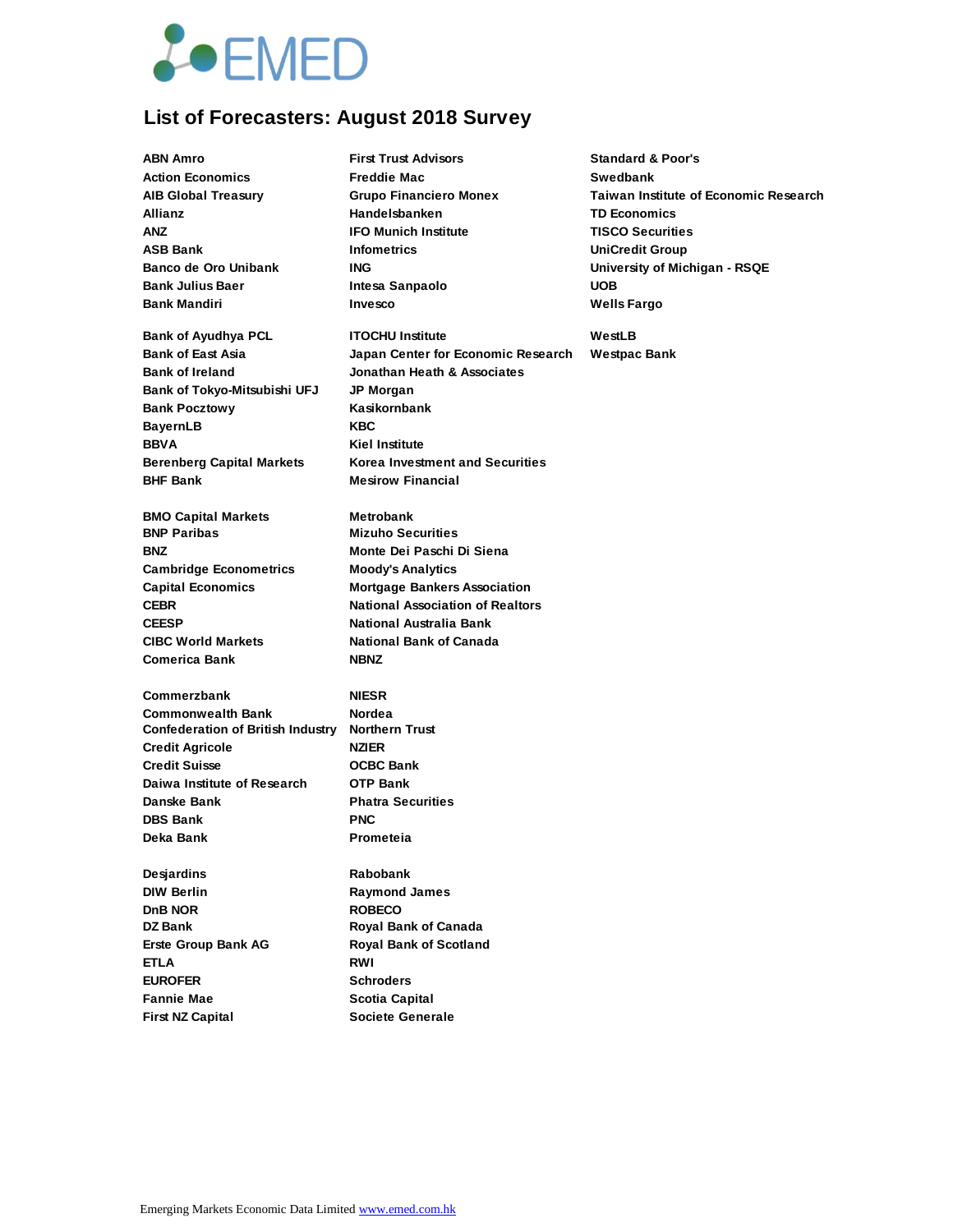EMED

## List of Forecasters: August 2018 Survey

**ABN Amro**
**Action Economics**
**AIB Global Treasury**
**Allianz**
**ANZ**
**ASB Bank**
**Banco de Oro Unibank**
**Bank Julius Baer**
**Bank Mandiri**

**Bank of Ayudhya PCL**
**Bank of East Asia**
**Bank of Ireland**
**Bank of Tokyo-Mitsubishi UFJ**
**Bank Pocztowy**
**BayernLB**
**BBVA**
**Berenberg Capital Markets**
**BHF Bank**

**BMO Capital Markets**
**BNP Paribas**
**BNZ**
**Cambridge Econometrics**
**Capital Economics**
**CEBR**
**CEESP**
**CIBC World Markets**
**Comerica Bank**

**Commerzbank**
**Commonwealth Bank**
**Confederation of British Industry**
**Credit Agricole**
**Credit Suisse**
**Daiwa Institute of Research**
**Danske Bank**
**DBS Bank**
**Deka Bank**

**Desjardins**
**DIW Berlin**
**DnB NOR**
**DZ Bank**
**Erste Group Bank AG**
**ETLA**
**EUROFER**
**Fannie Mae**
**First NZ Capital**

**First Trust Advisors**
**Freddie Mac**
**Grupo Financiero Monex**
**Handelsbanken**
**IFO Munich Institute**
**Infometrics**
**ING**
**Intesa Sanpaolo**
**Invesco**

**ITOCHU Institute**
**Japan Center for Economic Research**
**Jonathan Heath & Associates**
**JP Morgan**
**Kasikornbank**
**KBC**
**Kiel Institute**
**Korea Investment and Securities**
**Mesirow Financial**

**Metrobank**
**Mizuho Securities**
**Monte Dei Paschi Di Siena**
**Moody's Analytics**
**Mortgage Bankers Association**
**National Association of Realtors**
**National Australia Bank**
**National Bank of Canada**
**NBNZ**

**NIESR**
**Nordea**
**Northern Trust**
**NZIER**
**OCBC Bank**
**OTP Bank**
**Phatra Securities**
**PNC**
**Prometeia**

**Rabobank**
**Raymond James**
**ROBECO**
**Royal Bank of Canada**
**Royal Bank of Scotland**
**RWI**
**Schroders**
**Scotia Capital**
**Societe Generale**

**Standard & Poor's**
**Swedbank**
**Taiwan Institute of Economic Research**
**TD Economics**
**TISCO Securities**
**UniCredit Group**
**University of Michigan - RSQE**
**UOB**
**Wells Fargo**

**WestLB**
**Westpac Bank**

Emerging Markets Economic Data Limited www.emed.com.hk